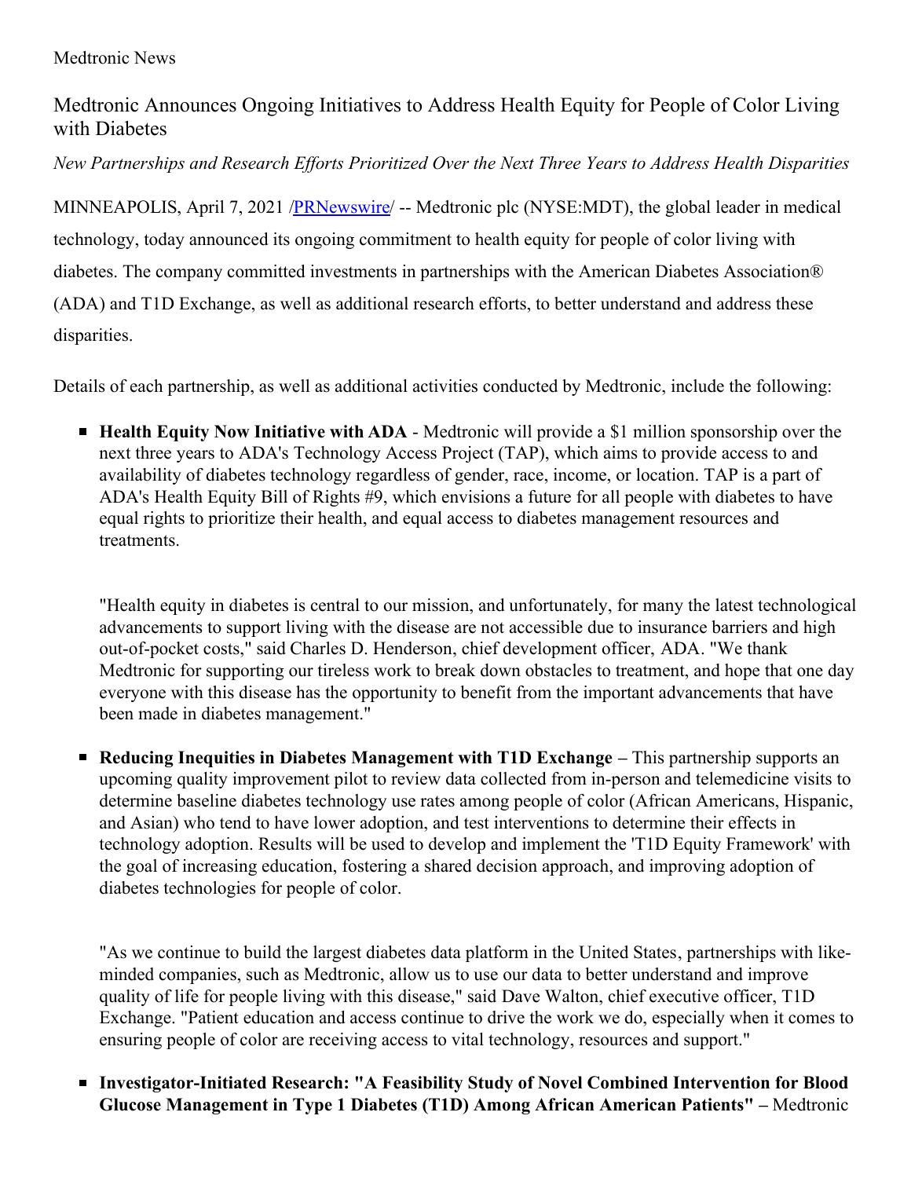Medtronic News

# Medtronic Announces Ongoing Initiatives to Address Health Equity for People of Color Living with Diabetes

*New Partnerships and Research Efforts Prioritized Over the Next Three Years to Address Health Disparities*

MINNEAPOLIS, April 7, 2021 /[PRNewswire](PRNewswire)/ -- Medtronic plc (NYSE:MDT), the global leader in medical technology, today announced its ongoing commitment to health equity for people of color living with diabetes. The company committed investments in partnerships with the American Diabetes Association® (ADA) and T1D Exchange, as well as additional research efforts, to better understand and address these disparities.

Details of each partnership, as well as additional activities conducted by Medtronic, include the following:

- **Health Equity Now Initiative with ADA** - Medtronic will provide a $1 million sponsorship over the next three years to ADA's Technology Access Project (TAP), which aims to provide access to and availability of diabetes technology regardless of gender, race, income, or location. TAP is a part of ADA's Health Equity Bill of Rights #9, which envisions a future for all people with diabetes to have equal rights to prioritize their health, and equal access to diabetes management resources and treatments.

  "Health equity in diabetes is central to our mission, and unfortunately, for many the latest technological advancements to support living with the disease are not accessible due to insurance barriers and high out-of-pocket costs," said Charles D. Henderson, chief development officer, ADA. "We thank Medtronic for supporting our tireless work to break down obstacles to treatment, and hope that one day everyone with this disease has the opportunity to benefit from the important advancements that have been made in diabetes management."

- **Reducing Inequities in Diabetes Management with T1D Exchange** – This partnership supports an upcoming quality improvement pilot to review data collected from in-person and telemedicine visits to determine baseline diabetes technology use rates among people of color (African Americans, Hispanic, and Asian) who tend to have lower adoption, and test interventions to determine their effects in technology adoption. Results will be used to develop and implement the 'T1D Equity Framework' with the goal of increasing education, fostering a shared decision approach, and improving adoption of diabetes technologies for people of color.

  "As we continue to build the largest diabetes data platform in the United States, partnerships with like-minded companies, such as Medtronic, allow us to use our data to better understand and improve quality of life for people living with this disease," said Dave Walton, chief executive officer, T1D Exchange. "Patient education and access continue to drive the work we do, especially when it comes to ensuring people of color are receiving access to vital technology, resources and support."

- **Investigator-Initiated Research: "A Feasibility Study of Novel Combined Intervention for Blood Glucose Management in Type 1 Diabetes (T1D) Among African American Patients"** – Medtronic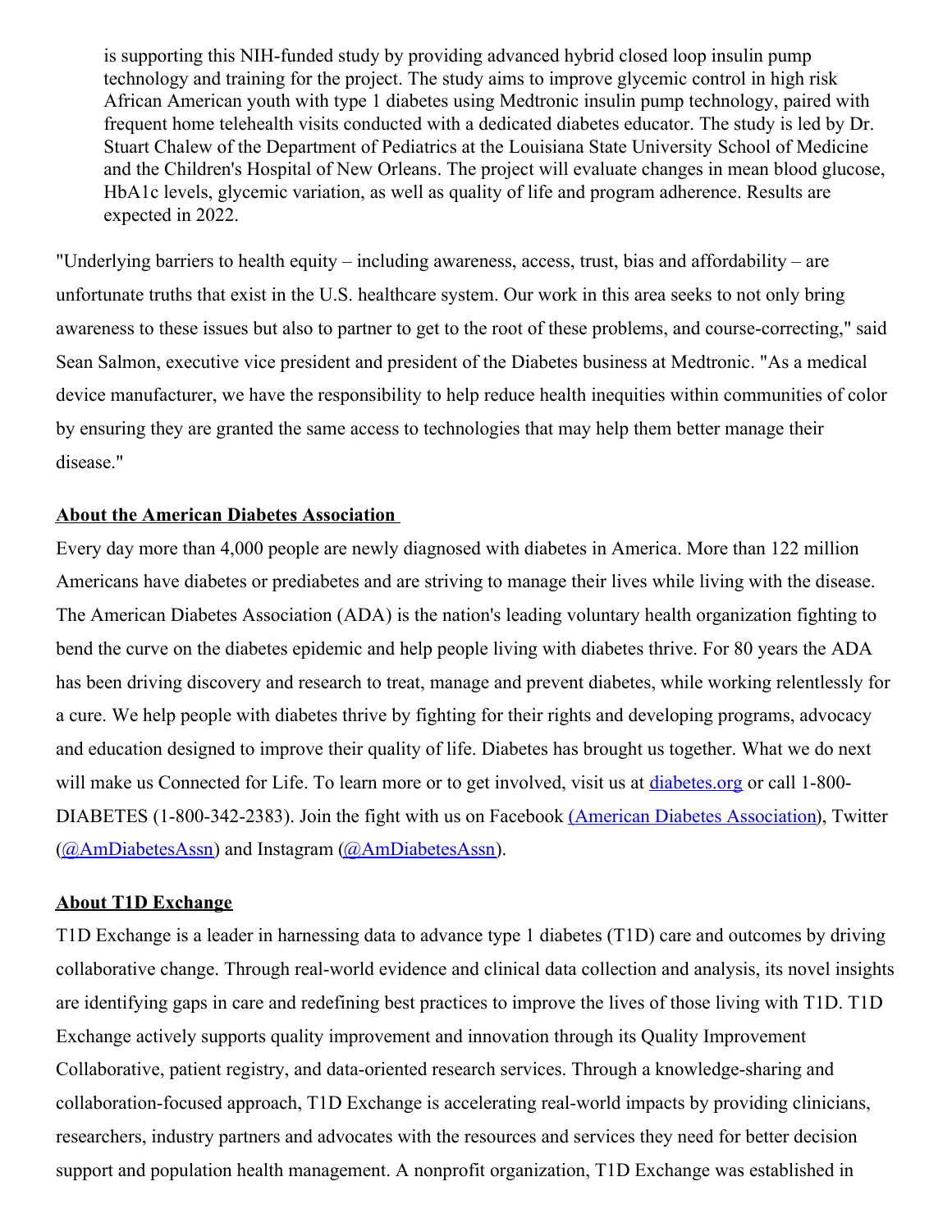is supporting this NIH-funded study by providing advanced hybrid closed loop insulin pump technology and training for the project. The study aims to improve glycemic control in high risk African American youth with type 1 diabetes using Medtronic insulin pump technology, paired with frequent home telehealth visits conducted with a dedicated diabetes educator. The study is led by Dr. Stuart Chalew of the Department of Pediatrics at the Louisiana State University School of Medicine and the Children's Hospital of New Orleans. The project will evaluate changes in mean blood glucose, HbA1c levels, glycemic variation, as well as quality of life and program adherence. Results are expected in 2022.

"Underlying barriers to health equity – including awareness, access, trust, bias and affordability – are unfortunate truths that exist in the U.S. healthcare system. Our work in this area seeks to not only bring awareness to these issues but also to partner to get to the root of these problems, and course-correcting," said Sean Salmon, executive vice president and president of the Diabetes business at Medtronic. "As a medical device manufacturer, we have the responsibility to help reduce health inequities within communities of color by ensuring they are granted the same access to technologies that may help them better manage their disease."

**About the American Diabetes Association**

Every day more than 4,000 people are newly diagnosed with diabetes in America. More than 122 million Americans have diabetes or prediabetes and are striving to manage their lives while living with the disease. The American Diabetes Association (ADA) is the nation's leading voluntary health organization fighting to bend the curve on the diabetes epidemic and help people living with diabetes thrive. For 80 years the ADA has been driving discovery and research to treat, manage and prevent diabetes, while working relentlessly for a cure. We help people with diabetes thrive by fighting for their rights and developing programs, advocacy and education designed to improve their quality of life. Diabetes has brought us together. What we do next will make us Connected for Life. To learn more or to get involved, visit us at diabetes.org or call 1-800-DIABETES (1-800-342-2383). Join the fight with us on Facebook (American Diabetes Association), Twitter (@AmDiabetesAssn) and Instagram (@AmDiabetesAssn).

**About T1D Exchange**

T1D Exchange is a leader in harnessing data to advance type 1 diabetes (T1D) care and outcomes by driving collaborative change. Through real-world evidence and clinical data collection and analysis, its novel insights are identifying gaps in care and redefining best practices to improve the lives of those living with T1D. T1D Exchange actively supports quality improvement and innovation through its Quality Improvement Collaborative, patient registry, and data-oriented research services. Through a knowledge-sharing and collaboration-focused approach, T1D Exchange is accelerating real-world impacts by providing clinicians, researchers, industry partners and advocates with the resources and services they need for better decision support and population health management. A nonprofit organization, T1D Exchange was established in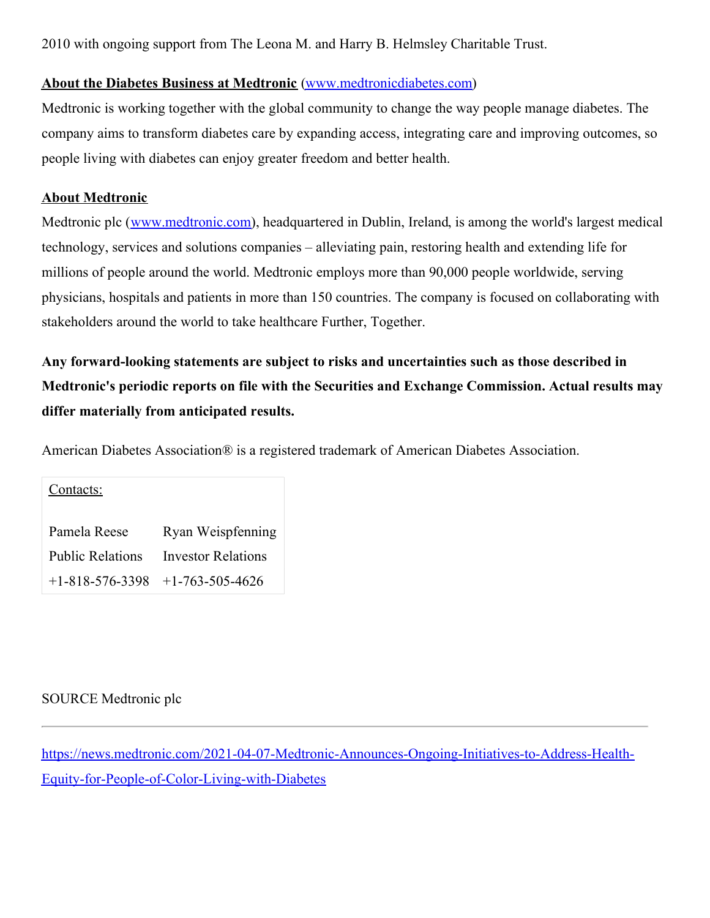2010 with ongoing support from The Leona M. and Harry B. Helmsley Charitable Trust.

**About the Diabetes Business at Medtronic** (www.medtronicdiabetes.com)

Medtronic is working together with the global community to change the way people manage diabetes. The company aims to transform diabetes care by expanding access, integrating care and improving outcomes, so people living with diabetes can enjoy greater freedom and better health.

**About Medtronic**

Medtronic plc (www.medtronic.com), headquartered in Dublin, Ireland, is among the world's largest medical technology, services and solutions companies – alleviating pain, restoring health and extending life for millions of people around the world. Medtronic employs more than 90,000 people worldwide, serving physicians, hospitals and patients in more than 150 countries. The company is focused on collaborating with stakeholders around the world to take healthcare Further, Together.

**Any forward-looking statements are subject to risks and uncertainties such as those described in Medtronic's periodic reports on file with the Securities and Exchange Commission. Actual results may differ materially from anticipated results.**

American Diabetes Association® is a registered trademark of American Diabetes Association.

| Contacts: | |
|---|---|
| Pamela Reese | Ryan Weispfenning |
| Public Relations | Investor Relations |
| +1-818-576-3398 | +1-763-505-4626 |

SOURCE Medtronic plc

https://news.medtronic.com/2021-04-07-Medtronic-Announces-Ongoing-Initiatives-to-Address-Health-Equity-for-People-of-Color-Living-with-Diabetes